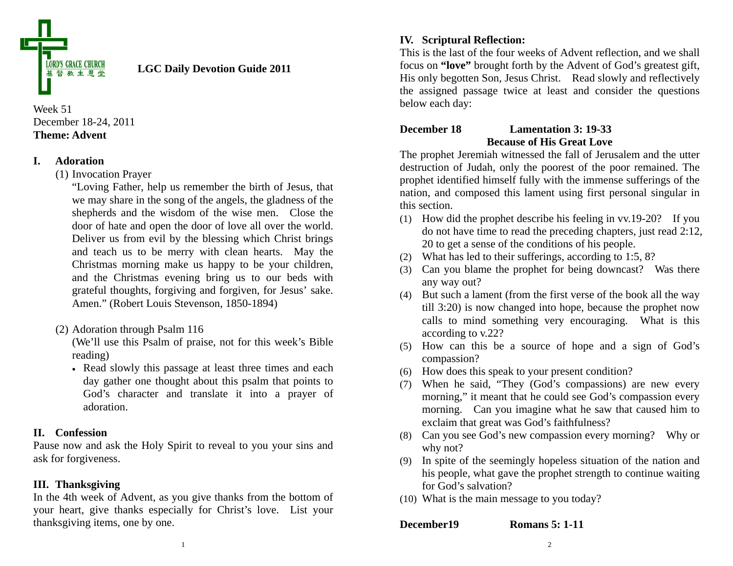LORD'S GRACE CHURCH
基督教主恩堂

# LGC Daily Devotion Guide 2011

Week 51
December 18-24, 2011
**Theme: Advent**

## I. Adoration

(1) Invocation Prayer

"Loving Father, help us remember the birth of Jesus, that we may share in the song of the angels, the gladness of the shepherds and the wisdom of the wise men. Close the door of hate and open the door of love all over the world. Deliver us from evil by the blessing which Christ brings and teach us to be merry with clean hearts. May the Christmas morning make us happy to be your children, and the Christmas evening bring us to our beds with grateful thoughts, forgiving and forgiven, for Jesus' sake. Amen." (Robert Louis Stevenson, 1850-1894)

(2) Adoration through Psalm 116

(We'll use this Psalm of praise, not for this week's Bible reading)

- Read slowly this passage at least three times and each day gather one thought about this psalm that points to God's character and translate it into a prayer of adoration.

## II. Confession

Pause now and ask the Holy Spirit to reveal to you your sins and ask for forgiveness.

## III. Thanksgiving

In the 4th week of Advent, as you give thanks from the bottom of your heart, give thanks especially for Christ's love. List your thanksgiving items, one by one.

## IV. Scriptural Reflection:

This is the last of the four weeks of Advent reflection, and we shall focus on **"love"** brought forth by the Advent of God's greatest gift, His only begotten Son, Jesus Christ. Read slowly and reflectively the assigned passage twice at least and consider the questions below each day:

**December 18 Lamentation 3: 19-33**
**Because of His Great Love**

The prophet Jeremiah witnessed the fall of Jerusalem and the utter destruction of Judah, only the poorest of the poor remained. The prophet identified himself fully with the immense sufferings of the nation, and composed this lament using first personal singular in this section.

(1) How did the prophet describe his feeling in vv.19-20? If you do not have time to read the preceding chapters, just read 2:12, 20 to get a sense of the conditions of his people.
(2) What has led to their sufferings, according to 1:5, 8?
(3) Can you blame the prophet for being downcast? Was there any way out?
(4) But such a lament (from the first verse of the book all the way till 3:20) is now changed into hope, because the prophet now calls to mind something very encouraging. What is this according to v.22?
(5) How can this be a source of hope and a sign of God's compassion?
(6) How does this speak to your present condition?
(7) When he said, "They (God's compassions) are new every morning," it meant that he could see God's compassion every morning. Can you imagine what he saw that caused him to exclaim that great was God's faithfulness?
(8) Can you see God's new compassion every morning? Why or why not?
(9) In spite of the seemingly hopeless situation of the nation and his people, what gave the prophet strength to continue waiting for God's salvation?
(10) What is the main message to you today?

**December19 Romans 5: 1-11**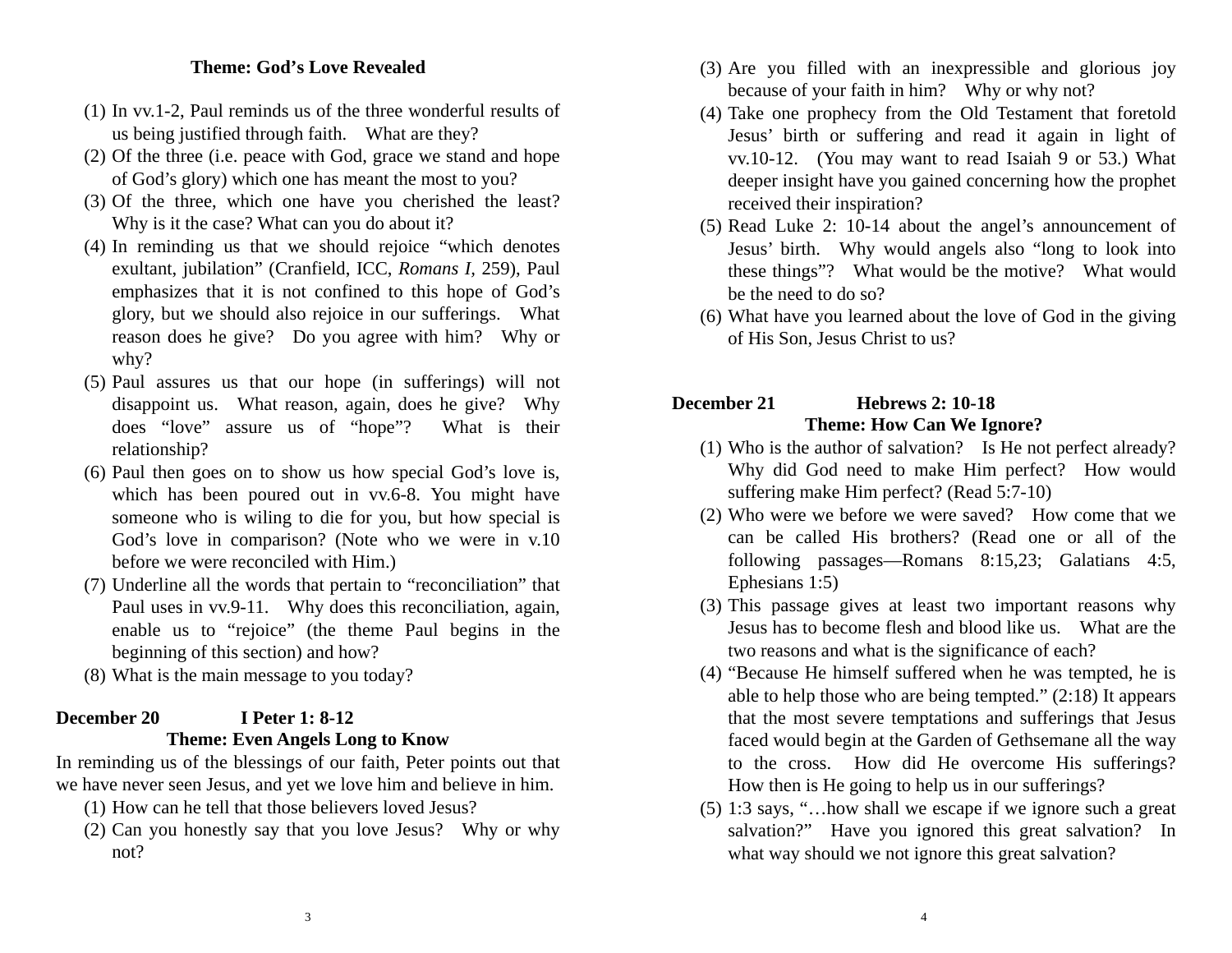**Theme: God's Love Revealed**

(1) In vv.1-2, Paul reminds us of the three wonderful results of us being justified through faith. What are they?
(2) Of the three (i.e. peace with God, grace we stand and hope of God's glory) which one has meant the most to you?
(3) Of the three, which one have you cherished the least? Why is it the case? What can you do about it?
(4) In reminding us that we should rejoice "which denotes exultant, jubilation" (Cranfield, ICC, *Romans I*, 259), Paul emphasizes that it is not confined to this hope of God's glory, but we should also rejoice in our sufferings. What reason does he give? Do you agree with him? Why or why?
(5) Paul assures us that our hope (in sufferings) will not disappoint us. What reason, again, does he give? Why does "love" assure us of "hope"? What is their relationship?
(6) Paul then goes on to show us how special God's love is, which has been poured out in vv.6-8. You might have someone who is wiling to die for you, but how special is God's love in comparison? (Note who we were in v.10 before we were reconciled with Him.)
(7) Underline all the words that pertain to "reconciliation" that Paul uses in vv.9-11. Why does this reconciliation, again, enable us to "rejoice" (the theme Paul begins in the beginning of this section) and how?
(8) What is the main message to you today?

**December 20 I Peter 1: 8-12**

**Theme: Even Angels Long to Know**

In reminding us of the blessings of our faith, Peter points out that we have never seen Jesus, and yet we love him and believe in him.

(1) How can he tell that those believers loved Jesus?
(2) Can you honestly say that you love Jesus? Why or why not?
(3) Are you filled with an inexpressible and glorious joy because of your faith in him? Why or why not?
(4) Take one prophecy from the Old Testament that foretold Jesus' birth or suffering and read it again in light of vv.10-12. (You may want to read Isaiah 9 or 53.) What deeper insight have you gained concerning how the prophet received their inspiration?
(5) Read Luke 2: 10-14 about the angel's announcement of Jesus' birth. Why would angels also "long to look into these things"? What would be the motive? What would be the need to do so?
(6) What have you learned about the love of God in the giving of His Son, Jesus Christ to us?

**December 21 Hebrews 2: 10-18**

**Theme: How Can We Ignore?**

(1) Who is the author of salvation? Is He not perfect already? Why did God need to make Him perfect? How would suffering make Him perfect? (Read 5:7-10)
(2) Who were we before we were saved? How come that we can be called His brothers? (Read one or all of the following passages—Romans 8:15,23; Galatians 4:5, Ephesians 1:5)
(3) This passage gives at least two important reasons why Jesus has to become flesh and blood like us. What are the two reasons and what is the significance of each?
(4) "Because He himself suffered when he was tempted, he is able to help those who are being tempted." (2:18) It appears that the most severe temptations and sufferings that Jesus faced would begin at the Garden of Gethsemane all the way to the cross. How did He overcome His sufferings? How then is He going to help us in our sufferings?
(5) 1:3 says, "…how shall we escape if we ignore such a great salvation?" Have you ignored this great salvation? In what way should we not ignore this great salvation?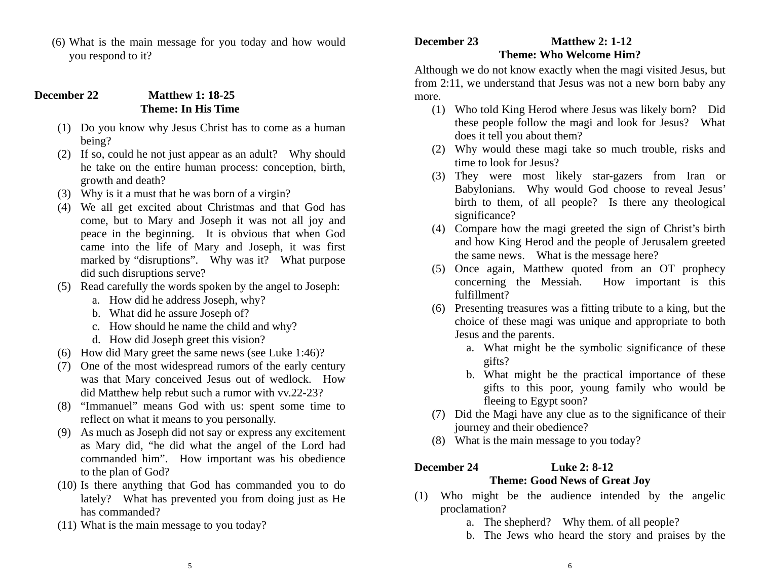(6) What is the main message for you today and how would you respond to it?

**December 22 Matthew 1: 18-25**

**Theme: In His Time**

(1) Do you know why Jesus Christ has to come as a human being?
(2) If so, could he not just appear as an adult? Why should he take on the entire human process: conception, birth, growth and death?
(3) Why is it a must that he was born of a virgin?
(4) We all get excited about Christmas and that God has come, but to Mary and Joseph it was not all joy and peace in the beginning. It is obvious that when God came into the life of Mary and Joseph, it was first marked by "disruptions". Why was it? What purpose did such disruptions serve?
(5) Read carefully the words spoken by the angel to Joseph:
    a. How did he address Joseph, why?
    b. What did he assure Joseph of?
    c. How should he name the child and why?
    d. How did Joseph greet this vision?
(6) How did Mary greet the same news (see Luke 1:46)?
(7) One of the most widespread rumors of the early century was that Mary conceived Jesus out of wedlock. How did Matthew help rebut such a rumor with vv.22-23?
(8) "Immanuel" means God with us: spent some time to reflect on what it means to you personally.
(9) As much as Joseph did not say or express any excitement as Mary did, "he did what the angel of the Lord had commanded him". How important was his obedience to the plan of God?
(10) Is there anything that God has commanded you to do lately? What has prevented you from doing just as He has commanded?
(11) What is the main message to you today?

**December 23 Matthew 2: 1-12**

**Theme: Who Welcome Him?**

Although we do not know exactly when the magi visited Jesus, but from 2:11, we understand that Jesus was not a new born baby any more.

(1) Who told King Herod where Jesus was likely born? Did these people follow the magi and look for Jesus? What does it tell you about them?
(2) Why would these magi take so much trouble, risks and time to look for Jesus?
(3) They were most likely star-gazers from Iran or Babylonians. Why would God choose to reveal Jesus' birth to them, of all people? Is there any theological significance?
(4) Compare how the magi greeted the sign of Christ's birth and how King Herod and the people of Jerusalem greeted the same news. What is the message here?
(5) Once again, Matthew quoted from an OT prophecy concerning the Messiah. How important is this fulfillment?
(6) Presenting treasures was a fitting tribute to a king, but the choice of these magi was unique and appropriate to both Jesus and the parents.
    a. What might be the symbolic significance of these gifts?
    b. What might be the practical importance of these gifts to this poor, young family who would be fleeing to Egypt soon?
(7) Did the Magi have any clue as to the significance of their journey and their obedience?
(8) What is the main message to you today?

**December 24 Luke 2: 8-12**

**Theme: Good News of Great Joy**

(1) Who might be the audience intended by the angelic proclamation?
    a. The shepherd? Why them. of all people?
    b. The Jews who heard the story and praises by the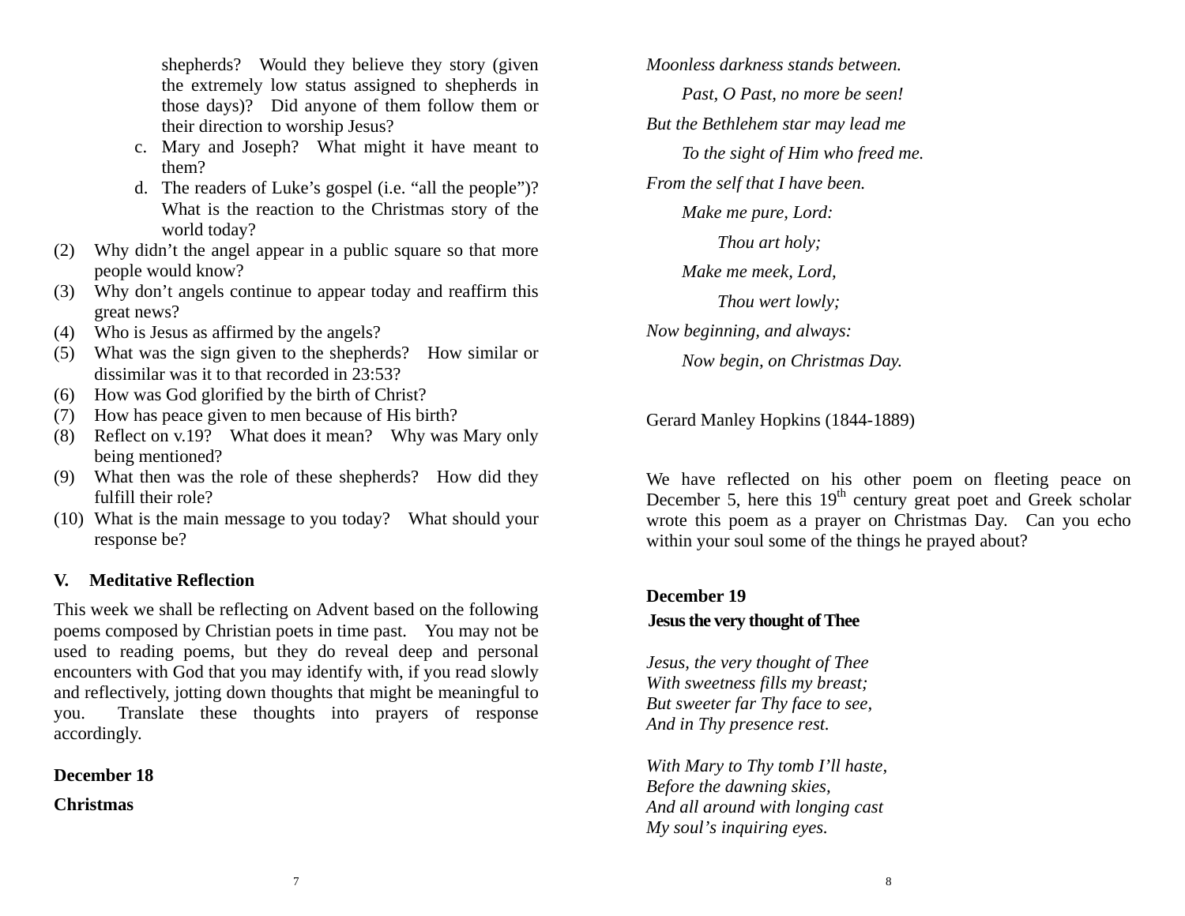shepherds? Would they believe they story (given the extremely low status assigned to shepherds in those days)? Did anyone of them follow them or their direction to worship Jesus?

c. Mary and Joseph? What might it have meant to them?
d. The readers of Luke's gospel (i.e. "all the people")? What is the reaction to the Christmas story of the world today?

(2) Why didn't the angel appear in a public square so that more people would know?
(3) Why don't angels continue to appear today and reaffirm this great news?
(4) Who is Jesus as affirmed by the angels?
(5) What was the sign given to the shepherds? How similar or dissimilar was it to that recorded in 23:53?
(6) How was God glorified by the birth of Christ?
(7) How has peace given to men because of His birth?
(8) Reflect on v.19? What does it mean? Why was Mary only being mentioned?
(9) What then was the role of these shepherds? How did they fulfill their role?
(10) What is the main message to you today? What should your response be?

## V. Meditative Reflection

This week we shall be reflecting on Advent based on the following poems composed by Christian poets in time past. You may not be used to reading poems, but they do reveal deep and personal encounters with God that you may identify with, if you read slowly and reflectively, jotting down thoughts that might be meaningful to you. Translate these thoughts into prayers of response accordingly.

**December 18**

**Christmas**

*Moonless darkness stands between.*
*Past, O Past, no more be seen!*
*But the Bethlehem star may lead me*
*To the sight of Him who freed me.*
*From the self that I have been.*
*Make me pure, Lord:*
*Thou art holy;*
*Make me meek, Lord,*
*Thou wert lowly;*
*Now beginning, and always:*
*Now begin, on Christmas Day.*

Gerard Manley Hopkins (1844-1889)

We have reflected on his other poem on fleeting peace on December 5, here this 19th century great poet and Greek scholar wrote this poem as a prayer on Christmas Day. Can you echo within your soul some of the things he prayed about?

**December 19**

**Jesus the very thought of Thee**

*Jesus, the very thought of Thee*
*With sweetness fills my breast;*
*But sweeter far Thy face to see,*
*And in Thy presence rest.*

*With Mary to Thy tomb I'll haste,*
*Before the dawning skies,*
*And all around with longing cast*
*My soul's inquiring eyes.*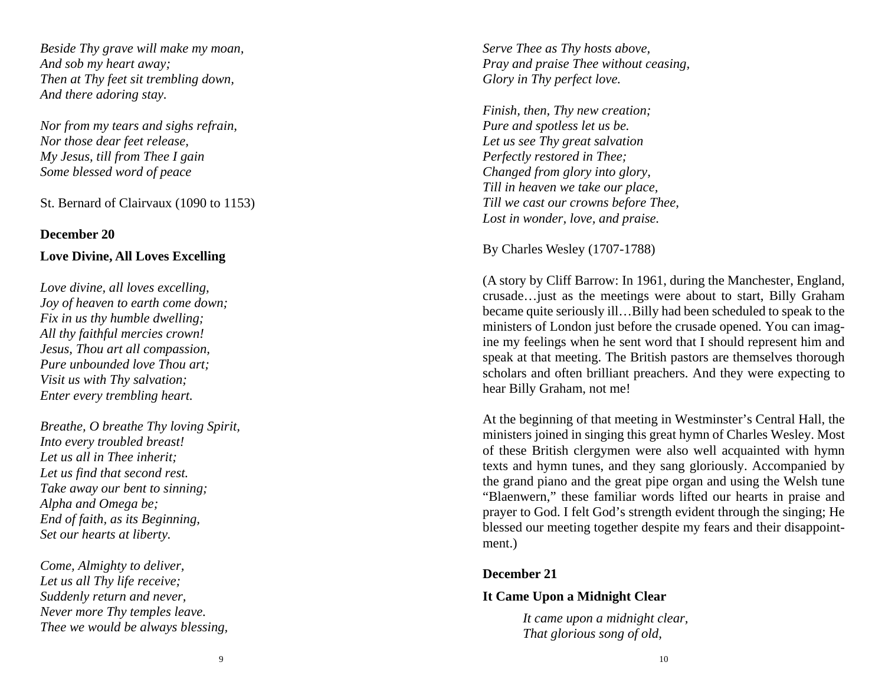*Beside Thy grave will make my moan,*
*And sob my heart away;*
*Then at Thy feet sit trembling down,*
*And there adoring stay.*

*Nor from my tears and sighs refrain,*
*Nor those dear feet release,*
*My Jesus, till from Thee I gain*
*Some blessed word of peace*

St. Bernard of Clairvaux (1090 to 1153)

**December 20**

**Love Divine, All Loves Excelling**

*Love divine, all loves excelling,*
*Joy of heaven to earth come down;*
*Fix in us thy humble dwelling;*
*All thy faithful mercies crown!*
*Jesus, Thou art all compassion,*
*Pure unbounded love Thou art;*
*Visit us with Thy salvation;*
*Enter every trembling heart.*

*Breathe, O breathe Thy loving Spirit,*
*Into every troubled breast!*
*Let us all in Thee inherit;*
*Let us find that second rest.*
*Take away our bent to sinning;*
*Alpha and Omega be;*
*End of faith, as its Beginning,*
*Set our hearts at liberty.*

*Come, Almighty to deliver,*
*Let us all Thy life receive;*
*Suddenly return and never,*
*Never more Thy temples leave.*
*Thee we would be always blessing,*
*Serve Thee as Thy hosts above,*
*Pray and praise Thee without ceasing,*
*Glory in Thy perfect love.*

*Finish, then, Thy new creation;*
*Pure and spotless let us be.*
*Let us see Thy great salvation*
*Perfectly restored in Thee;*
*Changed from glory into glory,*
*Till in heaven we take our place,*
*Till we cast our crowns before Thee,*
*Lost in wonder, love, and praise.*

By Charles Wesley (1707-1788)

(A story by Cliff Barrow: In 1961, during the Manchester, England, crusade…just as the meetings were about to start, Billy Graham became quite seriously ill…Billy had been scheduled to speak to the ministers of London just before the crusade opened. You can imagine my feelings when he sent word that I should represent him and speak at that meeting. The British pastors are themselves thorough scholars and often brilliant preachers. And they were expecting to hear Billy Graham, not me!

At the beginning of that meeting in Westminster's Central Hall, the ministers joined in singing this great hymn of Charles Wesley. Most of these British clergymen were also well acquainted with hymn texts and hymn tunes, and they sang gloriously. Accompanied by the grand piano and the great pipe organ and using the Welsh tune "Blaenwern," these familiar words lifted our hearts in praise and prayer to God. I felt God's strength evident through the singing; He blessed our meeting together despite my fears and their disappointment.)

**December 21**

**It Came Upon a Midnight Clear**

*It came upon a midnight clear,*
*That glorious song of old,*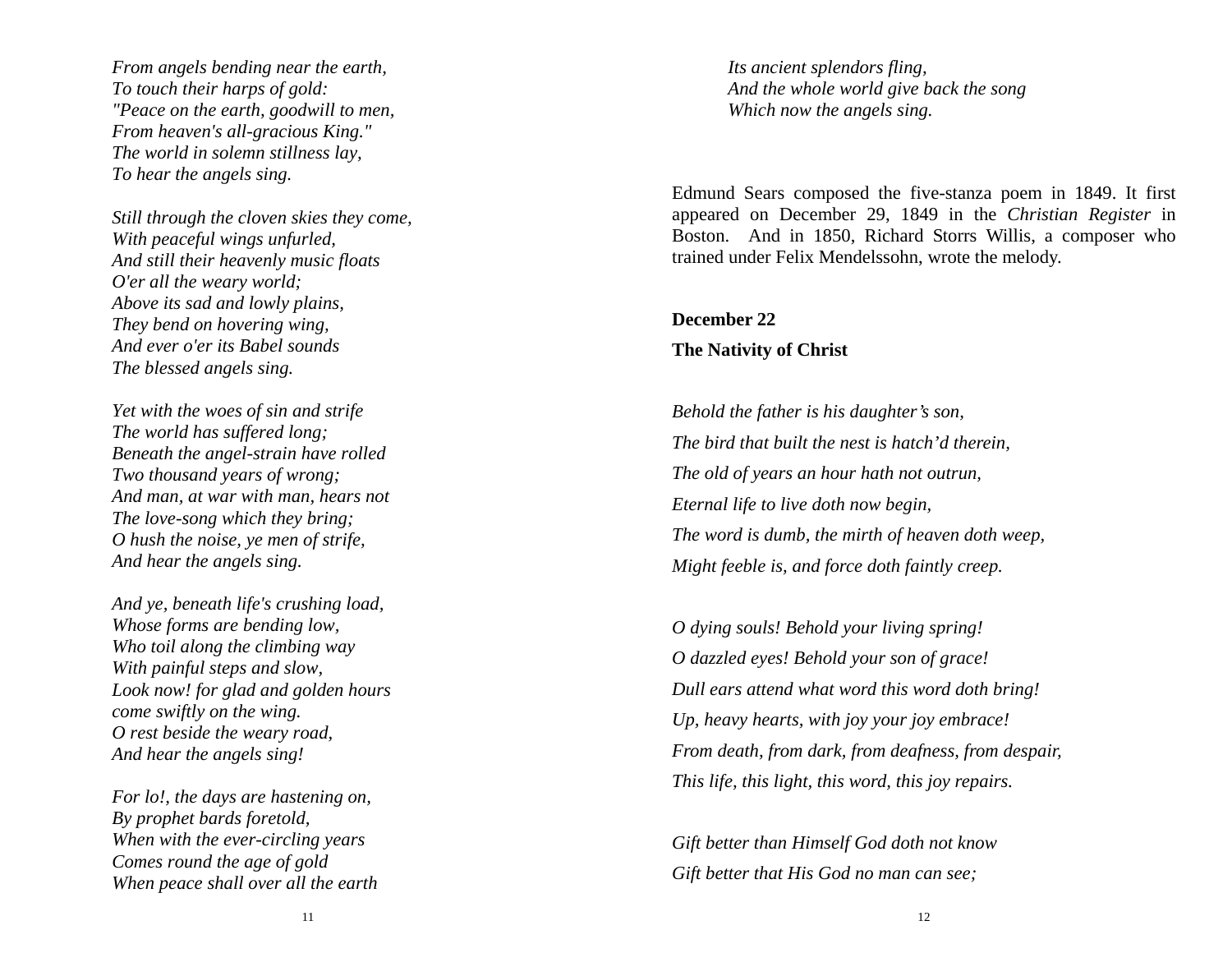*From angels bending near the earth,*
*To touch their harps of gold:*
*"Peace on the earth, goodwill to men,*
*From heaven's all-gracious King."*
*The world in solemn stillness lay,*
*To hear the angels sing.*

*Still through the cloven skies they come,*
*With peaceful wings unfurled,*
*And still their heavenly music floats*
*O'er all the weary world;*
*Above its sad and lowly plains,*
*They bend on hovering wing,*
*And ever o'er its Babel sounds*
*The blessed angels sing.*

*Yet with the woes of sin and strife*
*The world has suffered long;*
*Beneath the angel-strain have rolled*
*Two thousand years of wrong;*
*And man, at war with man, hears not*
*The love-song which they bring;*
*O hush the noise, ye men of strife,*
*And hear the angels sing.*

*And ye, beneath life's crushing load,*
*Whose forms are bending low,*
*Who toil along the climbing way*
*With painful steps and slow,*
*Look now! for glad and golden hours*
*come swiftly on the wing.*
*O rest beside the weary road,*
*And hear the angels sing!*

*For lo!, the days are hastening on,*
*By prophet bards foretold,*
*When with the ever-circling years*
*Comes round the age of gold*
*When peace shall over all the earth*
*Its ancient splendors fling,*
*And the whole world give back the song*
*Which now the angels sing.*

Edmund Sears composed the five-stanza poem in 1849. It first appeared on December 29, 1849 in the *Christian Register* in Boston. And in 1850, Richard Storrs Willis, a composer who trained under Felix Mendelssohn, wrote the melody.

**December 22**

**The Nativity of Christ**

*Behold the father is his daughter's son,*
*The bird that built the nest is hatch'd therein,*
*The old of years an hour hath not outrun,*
*Eternal life to live doth now begin,*
*The word is dumb, the mirth of heaven doth weep,*
*Might feeble is, and force doth faintly creep.*

*O dying souls! Behold your living spring!*
*O dazzled eyes! Behold your son of grace!*
*Dull ears attend what word this word doth bring!*
*Up, heavy hearts, with joy your joy embrace!*
*From death, from dark, from deafness, from despair,*
*This life, this light, this word, this joy repairs.*

*Gift better than Himself God doth not know*
*Gift better that His God no man can see;*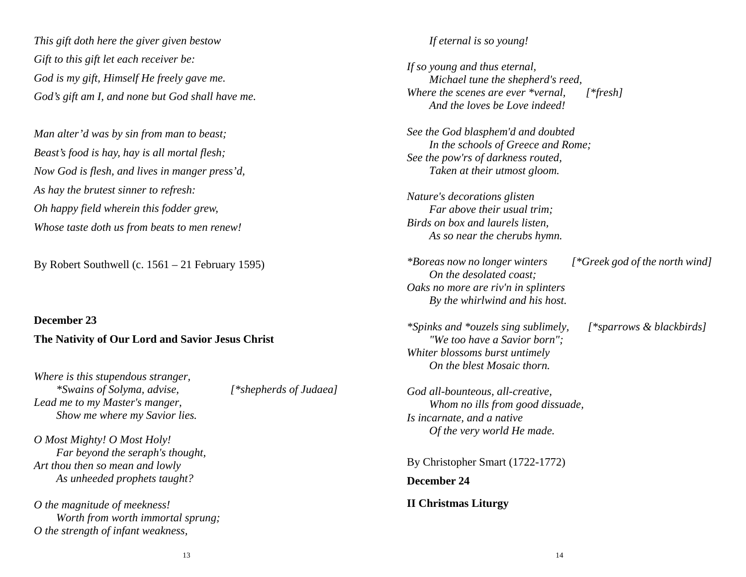*This gift doth here the giver given bestow*

*Gift to this gift let each receiver be:*

*God is my gift, Himself He freely gave me.*

*God's gift am I, and none but God shall have me.*

*Man alter'd was by sin from man to beast;*

*Beast's food is hay, hay is all mortal flesh;*

*Now God is flesh, and lives in manger press'd,*

*As hay the brutest sinner to refresh:*

*Oh happy field wherein this fodder grew,*

*Whose taste doth us from beats to men renew!*

By Robert Southwell (c. 1561 – 21 February 1595)

**December 23**

**The Nativity of Our Lord and Savior Jesus Christ**

*Where is this stupendous stranger,*
*\*Swains of Solyma, advise,* [\*shepherds of Judaea]
*Lead me to my Master's manger,*
*Show me where my Savior lies.*

*O Most Mighty! O Most Holy!*
*Far beyond the seraph's thought,*
*Art thou then so mean and lowly*
*As unheeded prophets taught?*

*O the magnitude of meekness!*
*Worth from worth immortal sprung;*
*O the strength of infant weakness,*
*If eternal is so young!*

*If so young and thus eternal,*
*Michael tune the shepherd's reed,*
*Where the scenes are ever \*vernal,* [\*fresh]
*And the loves be Love indeed!*

*See the God blasphem'd and doubted*
*In the schools of Greece and Rome;*
*See the pow'rs of darkness routed,*
*Taken at their utmost gloom.*

*Nature's decorations glisten*
*Far above their usual trim;*
*Birds on box and laurels listen,*
*As so near the cherubs hymn.*

*\*Boreas now no longer winters* [\*Greek god of the north wind]
*On the desolated coast;*
*Oaks no more are riv'n in splinters*
*By the whirlwind and his host.*

*\*Spinks and \*ouzels sing sublimely,* [\*sparrows & blackbirds]
*"We too have a Savior born";*
*Whiter blossoms burst untimely*
*On the blest Mosaic thorn.*

*God all-bounteous, all-creative,*
*Whom no ills from good dissuade,*
*Is incarnate, and a native*
*Of the very world He made.*

By Christopher Smart (1722-1772)

**December 24**

**II Christmas Liturgy**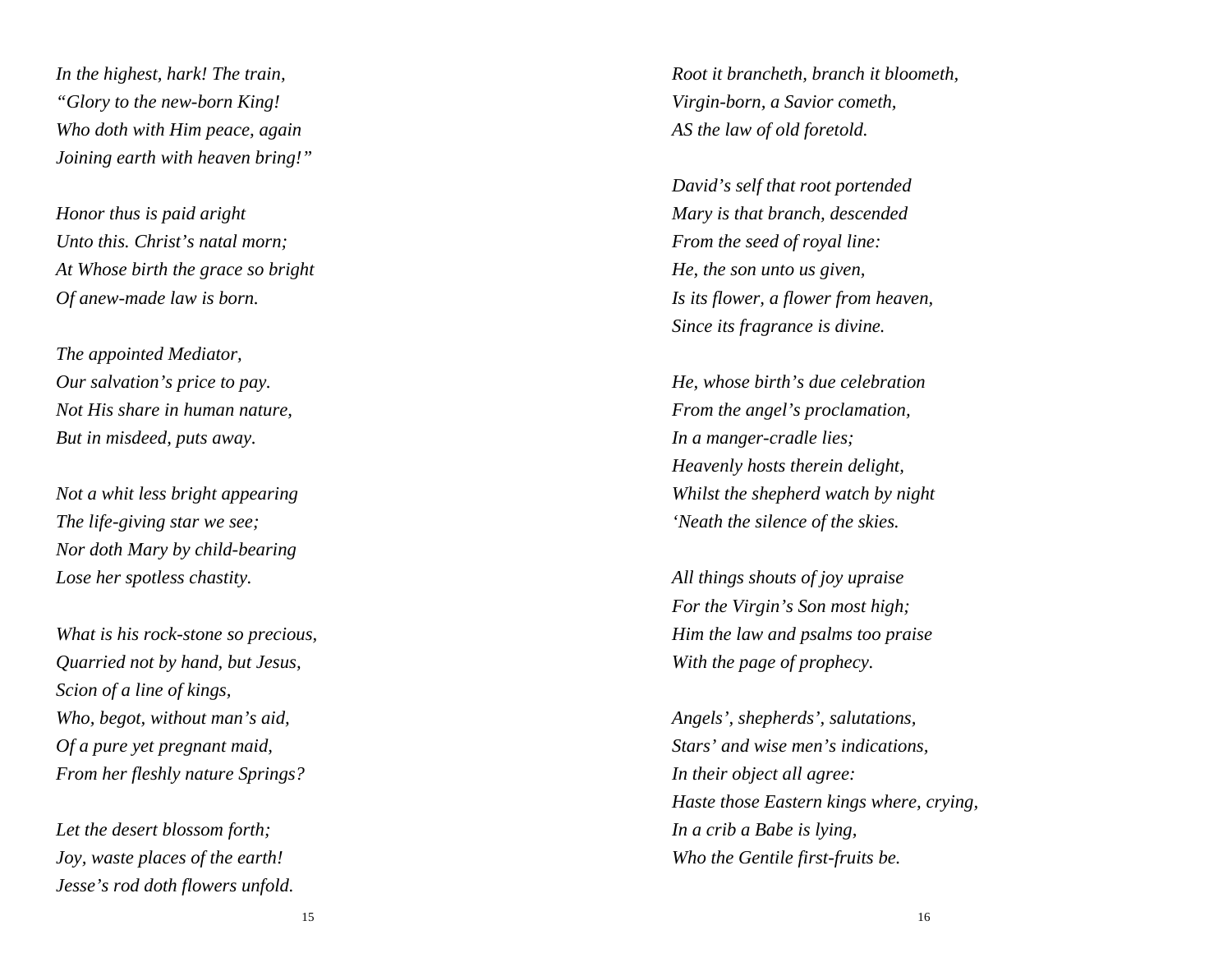*In the highest, hark! The train,*
*"Glory to the new-born King!*
*Who doth with Him peace, again*
*Joining earth with heaven bring!"*

*Honor thus is paid aright*
*Unto this. Christ's natal morn;*
*At Whose birth the grace so bright*
*Of anew-made law is born.*

*The appointed Mediator,*
*Our salvation's price to pay.*
*Not His share in human nature,*
*But in misdeed, puts away.*

*Not a whit less bright appearing*
*The life-giving star we see;*
*Nor doth Mary by child-bearing*
*Lose her spotless chastity.*

*What is his rock-stone so precious,*
*Quarried not by hand, but Jesus,*
*Scion of a line of kings,*
*Who, begot, without man's aid,*
*Of a pure yet pregnant maid,*
*From her fleshly nature Springs?*

*Let the desert blossom forth;*
*Joy, waste places of the earth!*
*Jesse's rod doth flowers unfold.*
*Root it brancheth, branch it bloometh,*
*Virgin-born, a Savior cometh,*
*AS the law of old foretold.*

*David's self that root portended*
*Mary is that branch, descended*
*From the seed of royal line:*
*He, the son unto us given,*
*Is its flower, a flower from heaven,*
*Since its fragrance is divine.*

*He, whose birth's due celebration*
*From the angel's proclamation,*
*In a manger-cradle lies;*
*Heavenly hosts therein delight,*
*Whilst the shepherd watch by night*
*'Neath the silence of the skies.*

*All things shouts of joy upraise*
*For the Virgin's Son most high;*
*Him the law and psalms too praise*
*With the page of prophecy.*

*Angels', shepherds', salutations,*
*Stars' and wise men's indications,*
*In their object all agree:*
*Haste those Eastern kings where, crying,*
*In a crib a Babe is lying,*
*Who the Gentile first-fruits be.*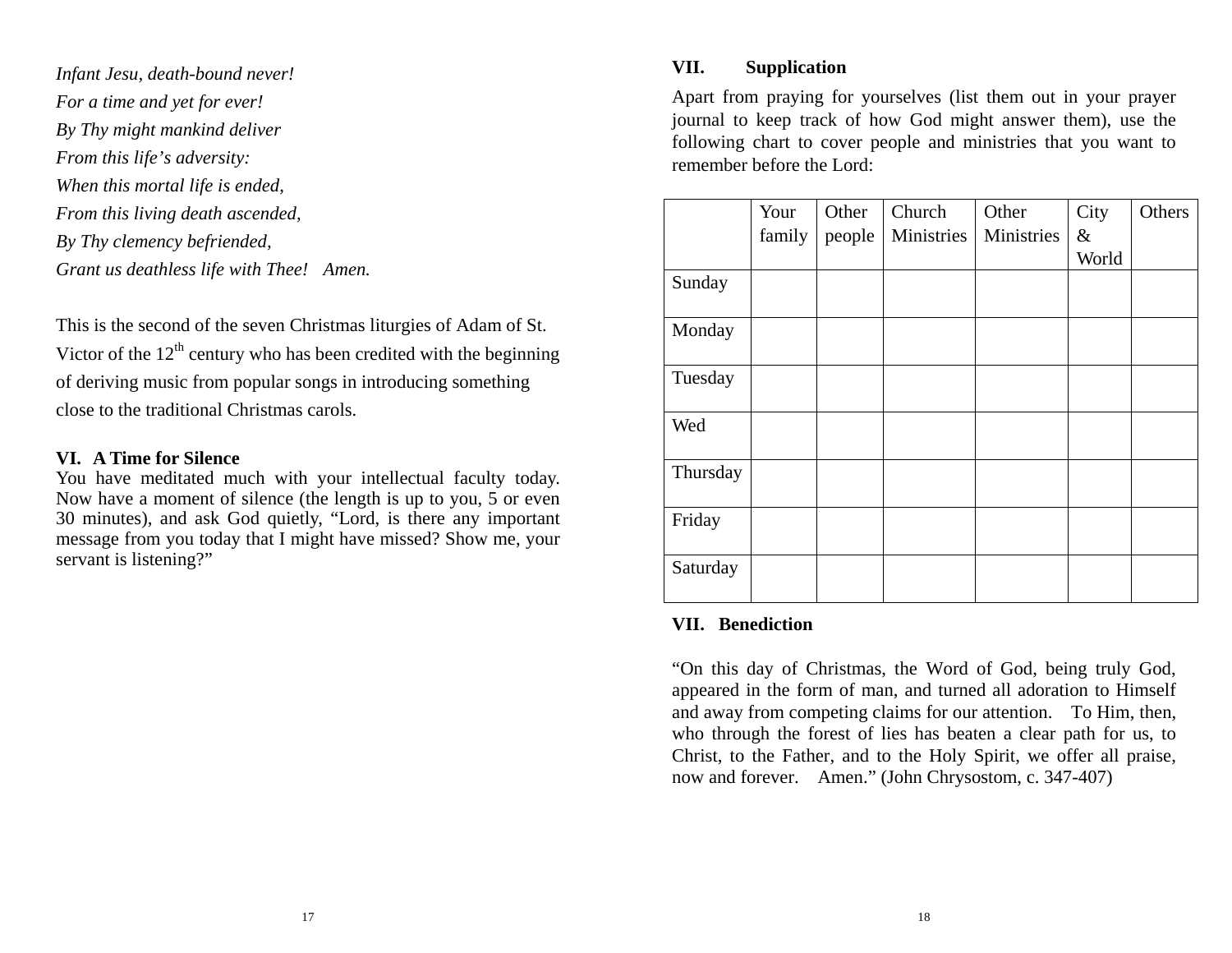*Infant Jesu, death-bound never!*
*For a time and yet for ever!*
*By Thy might mankind deliver*
*From this life's adversity:*
*When this mortal life is ended,*
*From this living death ascended,*
*By Thy clemency befriended,*
*Grant us deathless life with Thee!   Amen.*

This is the second of the seven Christmas liturgies of Adam of St. Victor of the 12th century who has been credited with the beginning of deriving music from popular songs in introducing something close to the traditional Christmas carols.

### VI. A Time for Silence

You have meditated much with your intellectual faculty today. Now have a moment of silence (the length is up to you, 5 or even 30 minutes), and ask God quietly, "Lord, is there any important message from you today that I might have missed? Show me, your servant is listening?"

### VII. Supplication

Apart from praying for yourselves (list them out in your prayer journal to keep track of how God might answer them), use the following chart to cover people and ministries that you want to remember before the Lord:

| | Your family | Other people | Church Ministries | Other Ministries | City & World | Others |
|---|---|---|---|---|---|---|
| Sunday | | | | | | |
| Monday | | | | | | |
| Tuesday | | | | | | |
| Wed | | | | | | |
| Thursday | | | | | | |
| Friday | | | | | | |
| Saturday | | | | | | |

### VII. Benediction

"On this day of Christmas, the Word of God, being truly God, appeared in the form of man, and turned all adoration to Himself and away from competing claims for our attention. To Him, then, who through the forest of lies has beaten a clear path for us, to Christ, to the Father, and to the Holy Spirit, we offer all praise, now and forever. Amen." (John Chrysostom, c. 347-407)